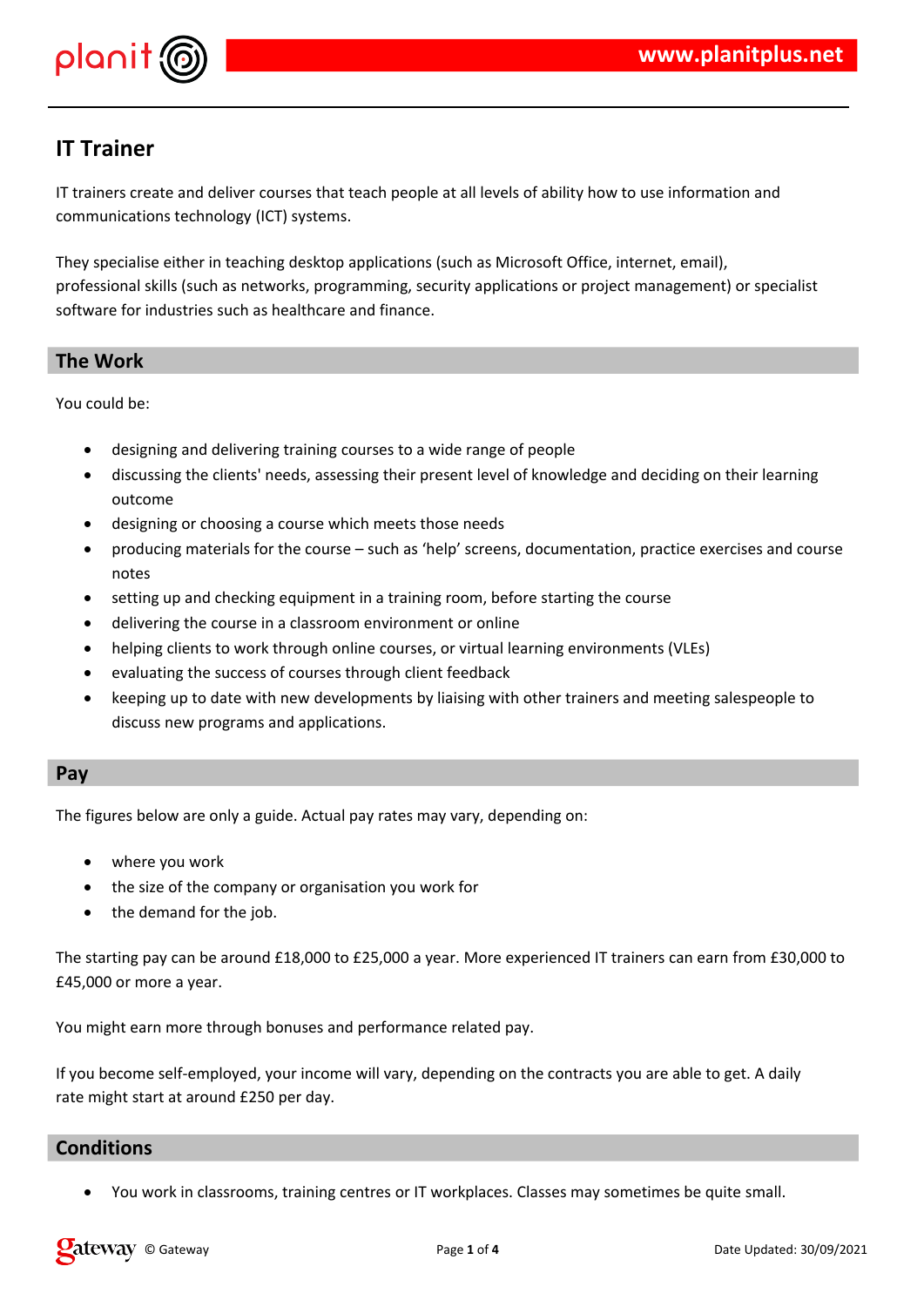# IT Trainer

IT trainers create and deliver courses that teach people at all levels of ability how to use information and communications technology (ICT) systems.

They specialise either in teaching desktop applications (such as Microsoft Office, internet, email), professional skills (such as networks, programming, security applications or project management) or specialist software for industries such as healthcare and finance.

## The Work

You could be:

- designing and delivering training courses to a wide range of people
- discussing the clients' needs, assessing their present level of knowledge and deciding on their learning outcome
- designing or choosing a course which meets those needs
- producing materials for the course – such as 'help' screens, documentation, practice exercises and course notes
- setting up and checking equipment in a training room, before starting the course
- delivering the course in a classroom environment or online
- helping clients to work through online courses, or virtual learning environments (VLEs)
- evaluating the success of courses through client feedback
- keeping up to date with new developments by liaising with other trainers and meeting salespeople to discuss new programs and applications.

## Pay

The figures below are only a guide. Actual pay rates may vary, depending on:

- where you work
- the size of the company or organisation you work for
- the demand for the job.

The starting pay can be around £18,000 to £25,000 a year. More experienced IT trainers can earn from £30,000 to £45,000 or more a year.

You might earn more through bonuses and performance related pay.

If you become self-employed, your income will vary, depending on the contracts you are able to get. A daily rate might start at around £250 per day.

## Conditions

- You work in classrooms, training centres or IT workplaces. Classes may sometimes be quite small.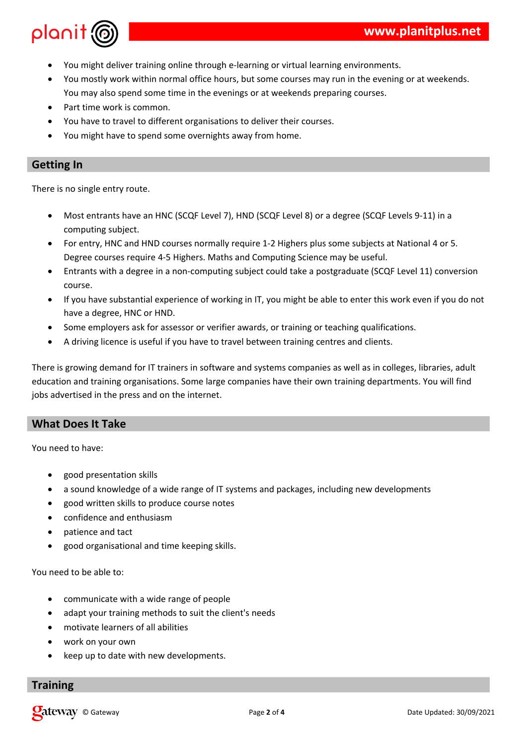- You might deliver training online through e-learning or virtual learning environments.
- You mostly work within normal office hours, but some courses may run in the evening or at weekends. You may also spend some time in the evenings or at weekends preparing courses.
- Part time work is common.
- You have to travel to different organisations to deliver their courses.
- You might have to spend some overnights away from home.

## Getting In

There is no single entry route.

- Most entrants have an HNC (SCQF Level 7), HND (SCQF Level 8) or a degree (SCQF Levels 9-11) in a computing subject.
- For entry, HNC and HND courses normally require 1-2 Highers plus some subjects at National 4 or 5. Degree courses require 4-5 Highers. Maths and Computing Science may be useful.
- Entrants with a degree in a non-computing subject could take a postgraduate (SCQF Level 11) conversion course.
- If you have substantial experience of working in IT, you might be able to enter this work even if you do not have a degree, HNC or HND.
- Some employers ask for assessor or verifier awards, or training or teaching qualifications.
- A driving licence is useful if you have to travel between training centres and clients.

There is growing demand for IT trainers in software and systems companies as well as in colleges, libraries, adult education and training organisations. Some large companies have their own training departments. You will find jobs advertised in the press and on the internet.

## What Does It Take

You need to have:

- good presentation skills
- a sound knowledge of a wide range of IT systems and packages, including new developments
- good written skills to produce course notes
- confidence and enthusiasm
- patience and tact
- good organisational and time keeping skills.

You need to be able to:

- communicate with a wide range of people
- adapt your training methods to suit the client's needs
- motivate learners of all abilities
- work on your own
- keep up to date with new developments.

## Training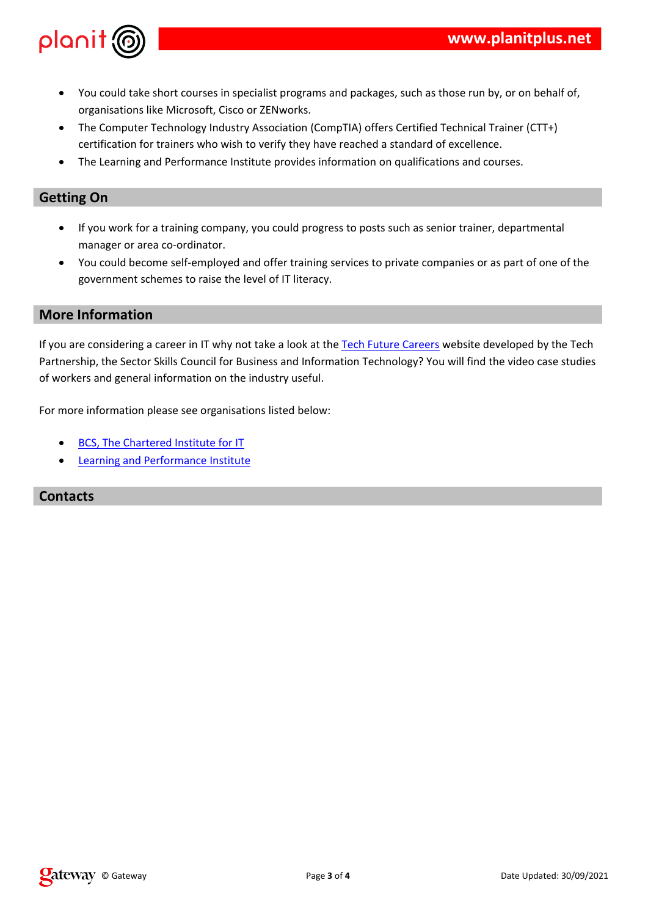- You could take short courses in specialist programs and packages, such as those run by, or on behalf of, organisations like Microsoft, Cisco or ZENworks.
- The Computer Technology Industry Association (CompTIA) offers Certified Technical Trainer (CTT+) certification for trainers who wish to verify they have reached a standard of excellence.
- The Learning and Performance Institute provides information on qualifications and courses.

## Getting On

- If you work for a training company, you could progress to posts such as senior trainer, departmental manager or area co-ordinator.
- You could become self-employed and offer training services to private companies or as part of one of the government schemes to raise the level of IT literacy.

## More Information

If you are considering a career in IT why not take a look at the Tech Future Careers website developed by the Tech Partnership, the Sector Skills Council for Business and Information Technology? You will find the video case studies of workers and general information on the industry useful.

For more information please see organisations listed below:

- BCS, The Chartered Institute for IT
- Learning and Performance Institute

## Contacts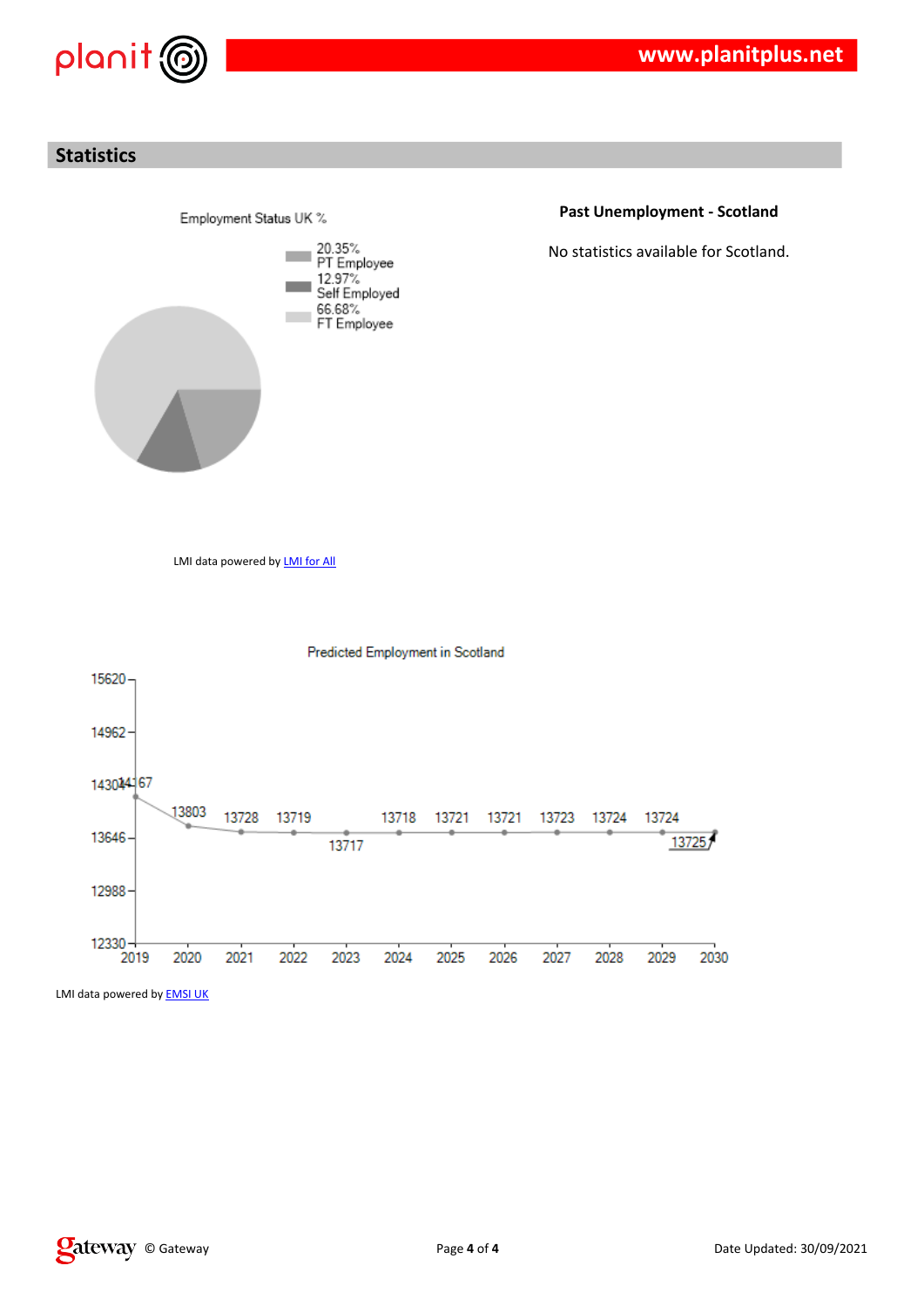## Statistics

Employment Status UK %

20.35%
PT Employee
12.97%
Self Employed
66.68%
FT Employee

LMI data powered by [LMI for All]

**Past Unemployment - Scotland**

No statistics available for Scotland.

Predicted Employment in Scotland

15620
14962
14304
13646
12988
12330

2019 2020 2021 2022 2023 2024 2025 2026 2027 2028 2029 2030

14167 13803 13728 13719 13717 13718 13721 13721 13723 13724 13724 13725

LMI data powered by [EMSI UK]